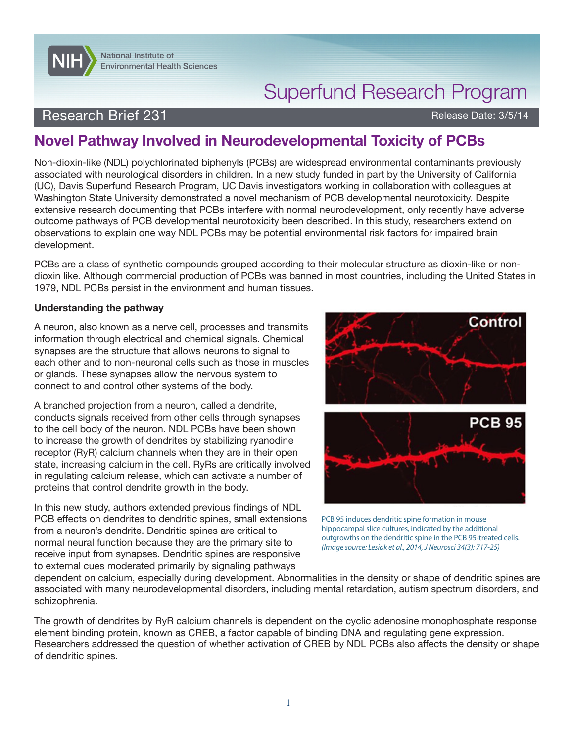Superfund Research Program

Research Brief 231

Release Date: 3/5/14

# Novel Pathway Involved in Neurodevelopmental Toxicity of PCBs

Non-dioxin-like (NDL) polychlorinated biphenyls (PCBs) are widespread environmental contaminants previously associated with neurological disorders in children. In a new study funded in part by the University of California (UC), Davis Superfund Research Program, UC Davis investigators working in collaboration with colleagues at Washington State University demonstrated a novel mechanism of PCB developmental neurotoxicity. Despite extensive research documenting that PCBs interfere with normal neurodevelopment, only recently have adverse outcome pathways of PCB developmental neurotoxicity been described. In this study, researchers extend on observations to explain one way NDL PCBs may be potential environmental risk factors for impaired brain development.

PCBs are a class of synthetic compounds grouped according to their molecular structure as dioxin-like or non-dioxin like. Although commercial production of PCBs was banned in most countries, including the United States in 1979, NDL PCBs persist in the environment and human tissues.

**Understanding the pathway**

A neuron, also known as a nerve cell, processes and transmits information through electrical and chemical signals. Chemical synapses are the structure that allows neurons to signal to each other and to non-neuronal cells such as those in muscles or glands. These synapses allow the nervous system to connect to and control other systems of the body.

A branched projection from a neuron, called a dendrite, conducts signals received from other cells through synapses to the cell body of the neuron. NDL PCBs have been shown to increase the growth of dendrites by stabilizing ryanodine receptor (RyR) calcium channels when they are in their open state, increasing calcium in the cell. RyRs are critically involved in regulating calcium release, which can activate a number of proteins that control dendrite growth in the body.

In this new study, authors extended previous findings of NDL PCB effects on dendrites to dendritic spines, small extensions from a neuron's dendrite. Dendritic spines are critical to normal neural function because they are the primary site to receive input from synapses. Dendritic spines are responsive to external cues moderated primarily by signaling pathways dependent on calcium, especially during development. Abnormalities in the density or shape of dendritic spines are associated with many neurodevelopmental disorders, including mental retardation, autism spectrum disorders, and schizophrenia.

PCB 95 induces dendritic spine formation in mouse hippocampal slice cultures, indicated by the additional outgrowths on the dendritic spine in the PCB 95-treated cells. *(Image source: Lesiak et al., 2014, J Neurosci 34(3): 717-25)*

The growth of dendrites by RyR calcium channels is dependent on the cyclic adenosine monophosphate response element binding protein, known as CREB, a factor capable of binding DNA and regulating gene expression. Researchers addressed the question of whether activation of CREB by NDL PCBs also affects the density or shape of dendritic spines.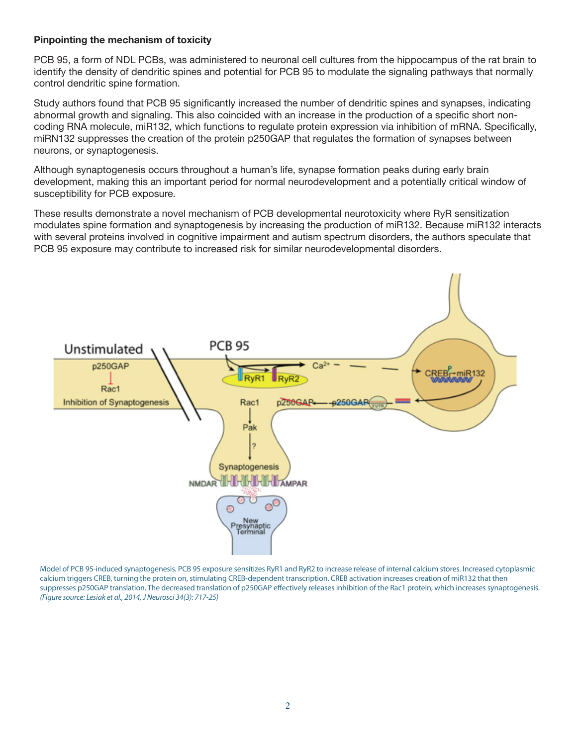**Pinpointing the mechanism of toxicity**

PCB 95, a form of NDL PCBs, was administered to neuronal cell cultures from the hippocampus of the rat brain to identify the density of dendritic spines and potential for PCB 95 to modulate the signaling pathways that normally control dendritic spine formation.

Study authors found that PCB 95 significantly increased the number of dendritic spines and synapses, indicating abnormal growth and signaling. This also coincided with an increase in the production of a specific short non-coding RNA molecule, miR132, which functions to regulate protein expression via inhibition of mRNA. Specifically, miRN132 suppresses the creation of the protein p250GAP that regulates the formation of synapses between neurons, or synaptogenesis.

Although synaptogenesis occurs throughout a human's life, synapse formation peaks during early brain development, making this an important period for normal neurodevelopment and a potentially critical window of susceptibility for PCB exposure.

These results demonstrate a novel mechanism of PCB developmental neurotoxicity where RyR sensitization modulates spine formation and synaptogenesis by increasing the production of miR132. Because miR132 interacts with several proteins involved in cognitive impairment and autism spectrum disorders, the authors speculate that PCB 95 exposure may contribute to increased risk for similar neurodevelopmental disorders.

Model of PCB 95-induced synaptogenesis. PCB 95 exposure sensitizes RyR1 and RyR2 to increase release of internal calcium stores. Increased cytoplasmic calcium triggers CREB, turning the protein on, stimulating CREB-dependent transcription. CREB activation increases creation of miR132 that then suppresses p250GAP translation. The decreased translation of p250GAP effectively releases inhibition of the Rac1 protein, which increases synaptogenesis. *(Figure source: Lesiak et al., 2014, J Neurosci 34(3): 717-25)*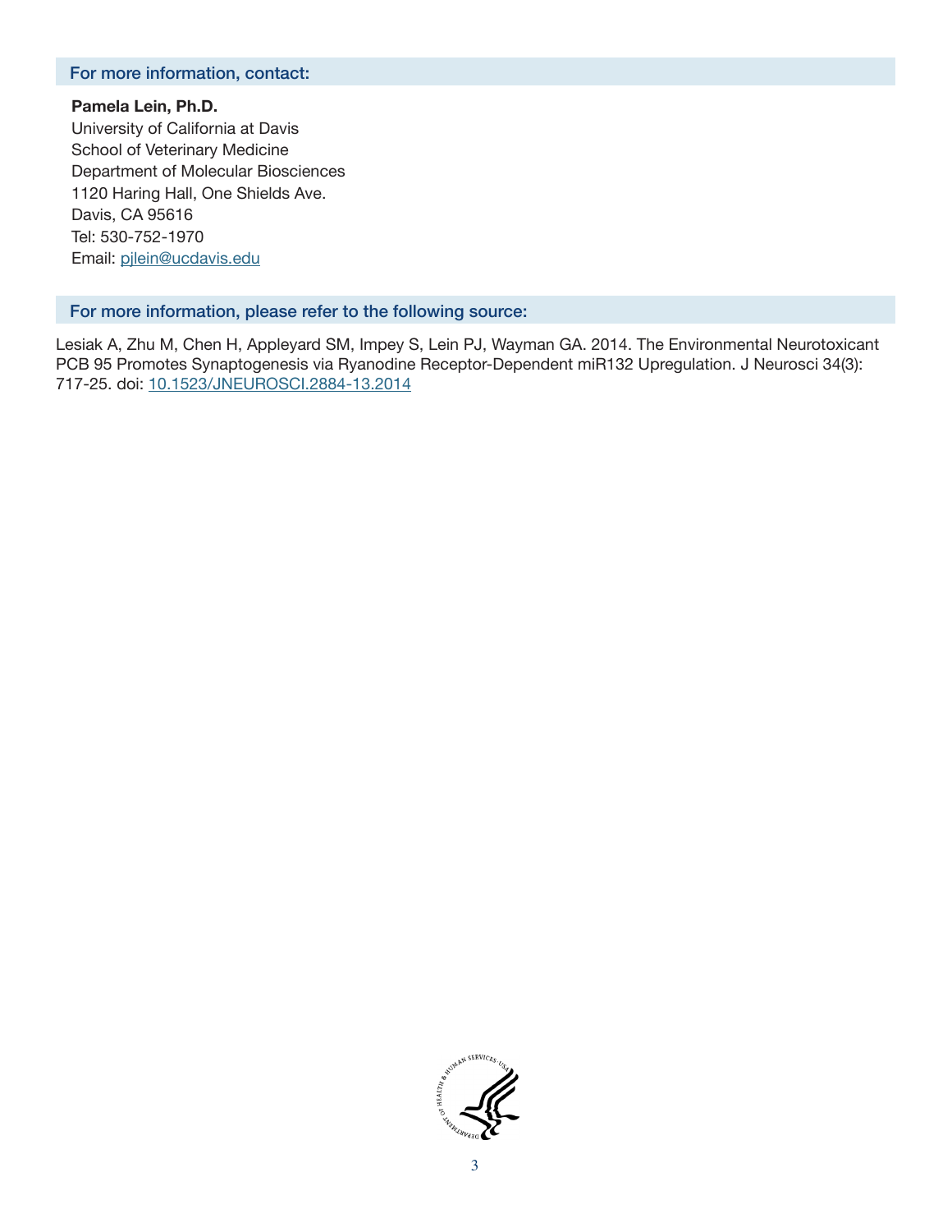## For more information, contact:

**Pamela Lein, Ph.D.**
University of California at Davis
School of Veterinary Medicine
Department of Molecular Biosciences
1120 Haring Hall, One Shields Ave.
Davis, CA 95616
Tel: 530-752-1970
Email: pjlein@ucdavis.edu

## For more information, please refer to the following source:

Lesiak A, Zhu M, Chen H, Appleyard SM, Impey S, Lein PJ, Wayman GA. 2014. The Environmental Neurotoxicant PCB 95 Promotes Synaptogenesis via Ryanodine Receptor-Dependent miR132 Upregulation. J Neurosci 34(3): 717-25. doi: 10.1523/JNEUROSCI.2884-13.2014